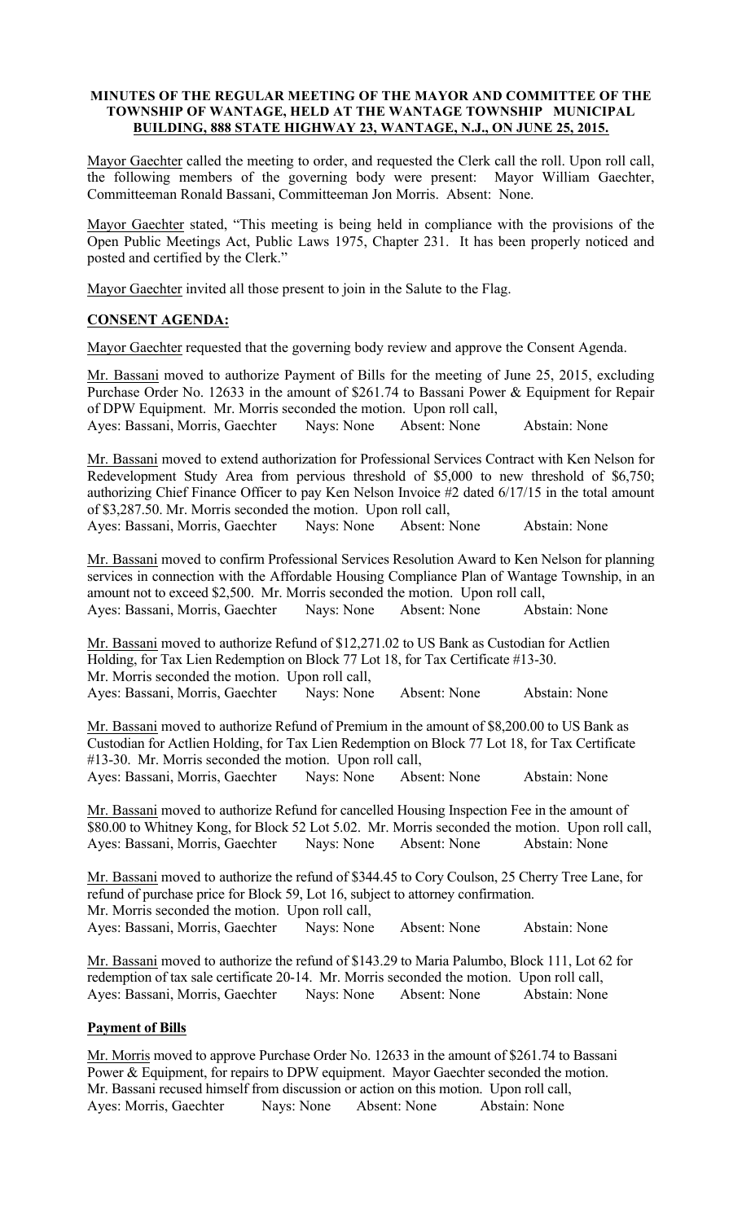**MINUTES OF THE REGULAR MEETING OF THE MAYOR AND COMMITTEE OF THE TOWNSHIP OF WANTAGE, HELD AT THE WANTAGE TOWNSHIP MUNICIPAL BUILDING, 888 STATE HIGHWAY 23, WANTAGE, N.J., ON JUNE 25, 2015.**

Mayor Gaechter called the meeting to order, and requested the Clerk call the roll. Upon roll call, the following members of the governing body were present: Mayor William Gaechter, Committeeman Ronald Bassani, Committeeman Jon Morris. Absent: None.

Mayor Gaechter stated, "This meeting is being held in compliance with the provisions of the Open Public Meetings Act, Public Laws 1975, Chapter 231. It has been properly noticed and posted and certified by the Clerk."

Mayor Gaechter invited all those present to join in the Salute to the Flag.

## CONSENT AGENDA:

Mayor Gaechter requested that the governing body review and approve the Consent Agenda.

Mr. Bassani moved to authorize Payment of Bills for the meeting of June 25, 2015, excluding Purchase Order No. 12633 in the amount of $261.74 to Bassani Power & Equipment for Repair of DPW Equipment. Mr. Morris seconded the motion. Upon roll call,
Ayes: Bassani, Morris, Gaechter Nays: None Absent: None Abstain: None

Mr. Bassani moved to extend authorization for Professional Services Contract with Ken Nelson for Redevelopment Study Area from pervious threshold of $5,000 to new threshold of $6,750; authorizing Chief Finance Officer to pay Ken Nelson Invoice #2 dated 6/17/15 in the total amount of $3,287.50. Mr. Morris seconded the motion. Upon roll call,
Ayes: Bassani, Morris, Gaechter Nays: None Absent: None Abstain: None

Mr. Bassani moved to confirm Professional Services Resolution Award to Ken Nelson for planning services in connection with the Affordable Housing Compliance Plan of Wantage Township, in an amount not to exceed $2,500. Mr. Morris seconded the motion. Upon roll call,
Ayes: Bassani, Morris, Gaechter Nays: None Absent: None Abstain: None

Mr. Bassani moved to authorize Refund of $12,271.02 to US Bank as Custodian for Actlien Holding, for Tax Lien Redemption on Block 77 Lot 18, for Tax Certificate #13-30. Mr. Morris seconded the motion. Upon roll call,
Ayes: Bassani, Morris, Gaechter Nays: None Absent: None Abstain: None

Mr. Bassani moved to authorize Refund of Premium in the amount of $8,200.00 to US Bank as Custodian for Actlien Holding, for Tax Lien Redemption on Block 77 Lot 18, for Tax Certificate #13-30. Mr. Morris seconded the motion. Upon roll call,
Ayes: Bassani, Morris, Gaechter Nays: None Absent: None Abstain: None

Mr. Bassani moved to authorize Refund for cancelled Housing Inspection Fee in the amount of $80.00 to Whitney Kong, for Block 52 Lot 5.02. Mr. Morris seconded the motion. Upon roll call,
Ayes: Bassani, Morris, Gaechter Nays: None Absent: None Abstain: None

Mr. Bassani moved to authorize the refund of $344.45 to Cory Coulson, 25 Cherry Tree Lane, for refund of purchase price for Block 59, Lot 16, subject to attorney confirmation. Mr. Morris seconded the motion. Upon roll call,
Ayes: Bassani, Morris, Gaechter Nays: None Absent: None Abstain: None

Mr. Bassani moved to authorize the refund of $143.29 to Maria Palumbo, Block 111, Lot 62 for redemption of tax sale certificate 20-14. Mr. Morris seconded the motion. Upon roll call,
Ayes: Bassani, Morris, Gaechter Nays: None Absent: None Abstain: None

## Payment of Bills

Mr. Morris moved to approve Purchase Order No. 12633 in the amount of $261.74 to Bassani Power & Equipment, for repairs to DPW equipment. Mayor Gaechter seconded the motion. Mr. Bassani recused himself from discussion or action on this motion. Upon roll call,
Ayes: Morris, Gaechter Nays: None Absent: None Abstain: None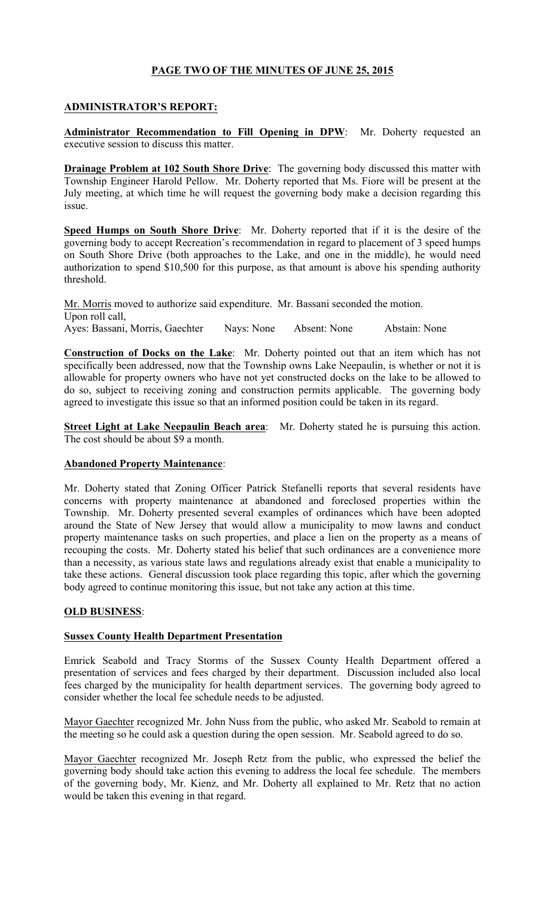## PAGE TWO OF THE MINUTES OF JUNE 25, 2015

### ADMINISTRATOR'S REPORT:

**Administrator Recommendation to Fill Opening in DPW**: Mr. Doherty requested an executive session to discuss this matter.

**Drainage Problem at 102 South Shore Drive**: The governing body discussed this matter with Township Engineer Harold Pellow. Mr. Doherty reported that Ms. Fiore will be present at the July meeting, at which time he will request the governing body make a decision regarding this issue.

**Speed Humps on South Shore Drive**: Mr. Doherty reported that if it is the desire of the governing body to accept Recreation's recommendation in regard to placement of 3 speed humps on South Shore Drive (both approaches to the Lake, and one in the middle), he would need authorization to spend $10,500 for this purpose, as that amount is above his spending authority threshold.

Mr. Morris moved to authorize said expenditure. Mr. Bassani seconded the motion.
Upon roll call,
Ayes: Bassani, Morris, Gaechter    Nays: None    Absent: None    Abstain: None

**Construction of Docks on the Lake**: Mr. Doherty pointed out that an item which has not specifically been addressed, now that the Township owns Lake Neepaulin, is whether or not it is allowable for property owners who have not yet constructed docks on the lake to be allowed to do so, subject to receiving zoning and construction permits applicable. The governing body agreed to investigate this issue so that an informed position could be taken in its regard.

**Street Light at Lake Neepaulin Beach area**: Mr. Doherty stated he is pursuing this action. The cost should be about $9 a month.

**Abandoned Property Maintenance**:

Mr. Doherty stated that Zoning Officer Patrick Stefanelli reports that several residents have concerns with property maintenance at abandoned and foreclosed properties within the Township. Mr. Doherty presented several examples of ordinances which have been adopted around the State of New Jersey that would allow a municipality to mow lawns and conduct property maintenance tasks on such properties, and place a lien on the property as a means of recouping the costs. Mr. Doherty stated his belief that such ordinances are a convenience more than a necessity, as various state laws and regulations already exist that enable a municipality to take these actions. General discussion took place regarding this topic, after which the governing body agreed to continue monitoring this issue, but not take any action at this time.

### OLD BUSINESS:

**Sussex County Health Department Presentation**

Emrick Seabold and Tracy Storms of the Sussex County Health Department offered a presentation of services and fees charged by their department. Discussion included also local fees charged by the municipality for health department services. The governing body agreed to consider whether the local fee schedule needs to be adjusted.

Mayor Gaechter recognized Mr. John Nuss from the public, who asked Mr. Seabold to remain at the meeting so he could ask a question during the open session. Mr. Seabold agreed to do so.

Mayor Gaechter recognized Mr. Joseph Retz from the public, who expressed the belief the governing body should take action this evening to address the local fee schedule. The members of the governing body, Mr. Kienz, and Mr. Doherty all explained to Mr. Retz that no action would be taken this evening in that regard.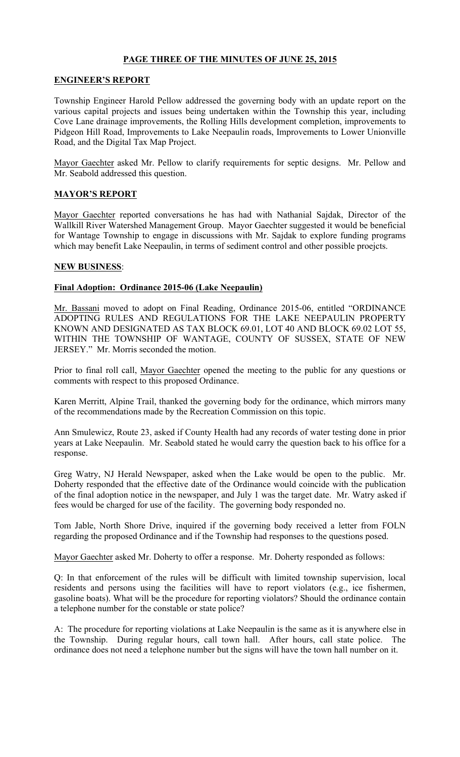**PAGE THREE OF THE MINUTES OF JUNE 25, 2015**

**ENGINEER'S REPORT**

Township Engineer Harold Pellow addressed the governing body with an update report on the various capital projects and issues being undertaken within the Township this year, including Cove Lane drainage improvements, the Rolling Hills development completion, improvements to Pidgeon Hill Road, Improvements to Lake Neepaulin roads, Improvements to Lower Unionville Road, and the Digital Tax Map Project.

Mayor Gaechter asked Mr. Pellow to clarify requirements for septic designs. Mr. Pellow and Mr. Seabold addressed this question.

**MAYOR'S REPORT**

Mayor Gaechter reported conversations he has had with Nathanial Sajdak, Director of the Wallkill River Watershed Management Group. Mayor Gaechter suggested it would be beneficial for Wantage Township to engage in discussions with Mr. Sajdak to explore funding programs which may benefit Lake Neepaulin, in terms of sediment control and other possible proejcts.

**NEW BUSINESS**:

**Final Adoption: Ordinance 2015-06 (Lake Neepaulin)**

Mr. Bassani moved to adopt on Final Reading, Ordinance 2015-06, entitled "ORDINANCE ADOPTING RULES AND REGULATIONS FOR THE LAKE NEEPAULIN PROPERTY KNOWN AND DESIGNATED AS TAX BLOCK 69.01, LOT 40 AND BLOCK 69.02 LOT 55, WITHIN THE TOWNSHIP OF WANTAGE, COUNTY OF SUSSEX, STATE OF NEW JERSEY." Mr. Morris seconded the motion.

Prior to final roll call, Mayor Gaechter opened the meeting to the public for any questions or comments with respect to this proposed Ordinance.

Karen Merritt, Alpine Trail, thanked the governing body for the ordinance, which mirrors many of the recommendations made by the Recreation Commission on this topic.

Ann Smulewicz, Route 23, asked if County Health had any records of water testing done in prior years at Lake Neepaulin. Mr. Seabold stated he would carry the question back to his office for a response.

Greg Watry, NJ Herald Newspaper, asked when the Lake would be open to the public. Mr. Doherty responded that the effective date of the Ordinance would coincide with the publication of the final adoption notice in the newspaper, and July 1 was the target date. Mr. Watry asked if fees would be charged for use of the facility. The governing body responded no.

Tom Jable, North Shore Drive, inquired if the governing body received a letter from FOLN regarding the proposed Ordinance and if the Township had responses to the questions posed.

Mayor Gaechter asked Mr. Doherty to offer a response. Mr. Doherty responded as follows:

Q: In that enforcement of the rules will be difficult with limited township supervision, local residents and persons using the facilities will have to report violators (e.g., ice fishermen, gasoline boats). What will be the procedure for reporting violators? Should the ordinance contain a telephone number for the constable or state police?

A: The procedure for reporting violations at Lake Neepaulin is the same as it is anywhere else in the Township. During regular hours, call town hall. After hours, call state police. The ordinance does not need a telephone number but the signs will have the town hall number on it.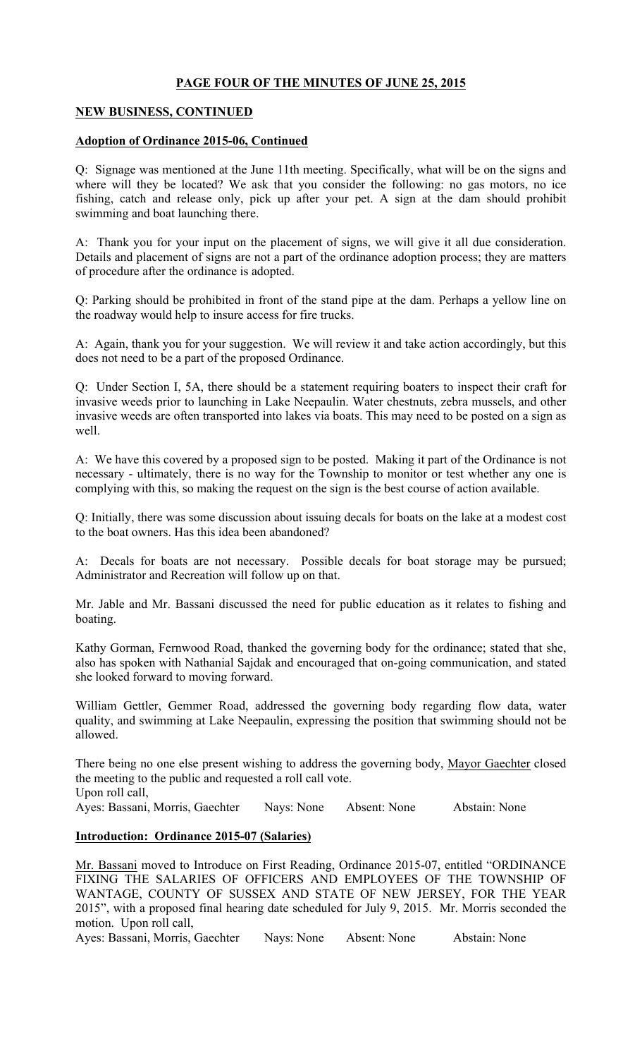**PAGE FOUR OF THE MINUTES OF JUNE 25, 2015**

**NEW BUSINESS, CONTINUED**

**Adoption of Ordinance 2015-06, Continued**

Q: Signage was mentioned at the June 11th meeting. Specifically, what will be on the signs and where will they be located? We ask that you consider the following: no gas motors, no ice fishing, catch and release only, pick up after your pet. A sign at the dam should prohibit swimming and boat launching there.

A: Thank you for your input on the placement of signs, we will give it all due consideration. Details and placement of signs are not a part of the ordinance adoption process; they are matters of procedure after the ordinance is adopted.

Q: Parking should be prohibited in front of the stand pipe at the dam. Perhaps a yellow line on the roadway would help to insure access for fire trucks.

A: Again, thank you for your suggestion. We will review it and take action accordingly, but this does not need to be a part of the proposed Ordinance.

Q: Under Section I, 5A, there should be a statement requiring boaters to inspect their craft for invasive weeds prior to launching in Lake Neepaulin. Water chestnuts, zebra mussels, and other invasive weeds are often transported into lakes via boats. This may need to be posted on a sign as well.

A: We have this covered by a proposed sign to be posted. Making it part of the Ordinance is not necessary - ultimately, there is no way for the Township to monitor or test whether any one is complying with this, so making the request on the sign is the best course of action available.

Q: Initially, there was some discussion about issuing decals for boats on the lake at a modest cost to the boat owners. Has this idea been abandoned?

A: Decals for boats are not necessary. Possible decals for boat storage may be pursued; Administrator and Recreation will follow up on that.

Mr. Jable and Mr. Bassani discussed the need for public education as it relates to fishing and boating.

Kathy Gorman, Fernwood Road, thanked the governing body for the ordinance; stated that she, also has spoken with Nathanial Sajdak and encouraged that on-going communication, and stated she looked forward to moving forward.

William Gettler, Gemmer Road, addressed the governing body regarding flow data, water quality, and swimming at Lake Neepaulin, expressing the position that swimming should not be allowed.

There being no one else present wishing to address the governing body, Mayor Gaechter closed the meeting to the public and requested a roll call vote.
Upon roll call,
Ayes: Bassani, Morris, Gaechter Nays: None Absent: None Abstain: None

**Introduction: Ordinance 2015-07 (Salaries)**

Mr. Bassani moved to Introduce on First Reading, Ordinance 2015-07, entitled "ORDINANCE FIXING THE SALARIES OF OFFICERS AND EMPLOYEES OF THE TOWNSHIP OF WANTAGE, COUNTY OF SUSSEX AND STATE OF NEW JERSEY, FOR THE YEAR 2015", with a proposed final hearing date scheduled for July 9, 2015. Mr. Morris seconded the motion. Upon roll call,
Ayes: Bassani, Morris, Gaechter Nays: None Absent: None Abstain: None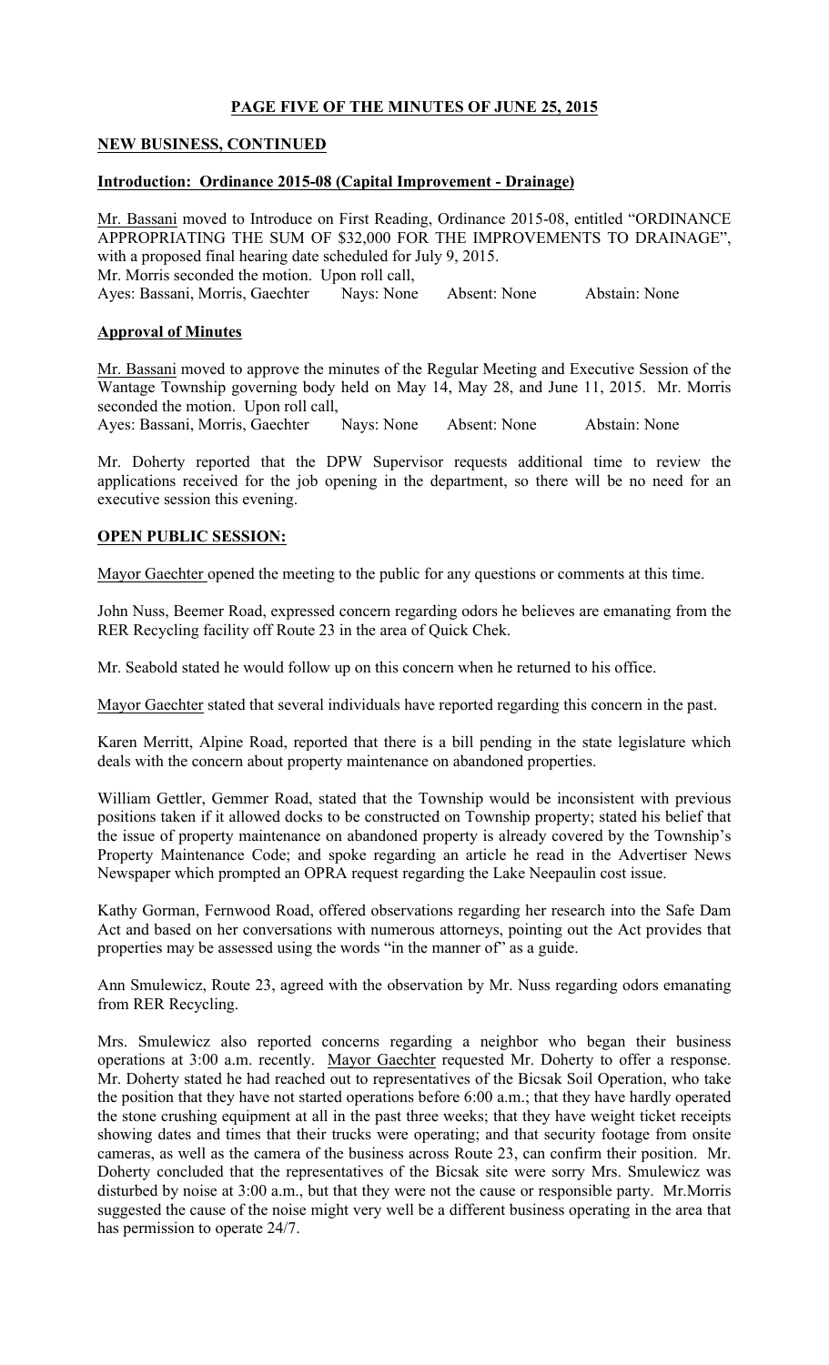**PAGE FIVE OF THE MINUTES OF JUNE 25, 2015**

**NEW BUSINESS, CONTINUED**

**Introduction: Ordinance 2015-08 (Capital Improvement - Drainage)**

Mr. Bassani moved to Introduce on First Reading, Ordinance 2015-08, entitled "ORDINANCE APPROPRIATING THE SUM OF $32,000 FOR THE IMPROVEMENTS TO DRAINAGE", with a proposed final hearing date scheduled for July 9, 2015.
Mr. Morris seconded the motion. Upon roll call,
Ayes: Bassani, Morris, Gaechter Nays: None Absent: None Abstain: None

**Approval of Minutes**

Mr. Bassani moved to approve the minutes of the Regular Meeting and Executive Session of the Wantage Township governing body held on May 14, May 28, and June 11, 2015. Mr. Morris seconded the motion. Upon roll call,
Ayes: Bassani, Morris, Gaechter Nays: None Absent: None Abstain: None

Mr. Doherty reported that the DPW Supervisor requests additional time to review the applications received for the job opening in the department, so there will be no need for an executive session this evening.

**OPEN PUBLIC SESSION:**

Mayor Gaechter opened the meeting to the public for any questions or comments at this time.

John Nuss, Beemer Road, expressed concern regarding odors he believes are emanating from the RER Recycling facility off Route 23 in the area of Quick Chek.

Mr. Seabold stated he would follow up on this concern when he returned to his office.

Mayor Gaechter stated that several individuals have reported regarding this concern in the past.

Karen Merritt, Alpine Road, reported that there is a bill pending in the state legislature which deals with the concern about property maintenance on abandoned properties.

William Gettler, Gemmer Road, stated that the Township would be inconsistent with previous positions taken if it allowed docks to be constructed on Township property; stated his belief that the issue of property maintenance on abandoned property is already covered by the Township's Property Maintenance Code; and spoke regarding an article he read in the Advertiser News Newspaper which prompted an OPRA request regarding the Lake Neepaulin cost issue.

Kathy Gorman, Fernwood Road, offered observations regarding her research into the Safe Dam Act and based on her conversations with numerous attorneys, pointing out the Act provides that properties may be assessed using the words "in the manner of" as a guide.

Ann Smulewicz, Route 23, agreed with the observation by Mr. Nuss regarding odors emanating from RER Recycling.

Mrs. Smulewicz also reported concerns regarding a neighbor who began their business operations at 3:00 a.m. recently. Mayor Gaechter requested Mr. Doherty to offer a response. Mr. Doherty stated he had reached out to representatives of the Bicsak Soil Operation, who take the position that they have not started operations before 6:00 a.m.; that they have hardly operated the stone crushing equipment at all in the past three weeks; that they have weight ticket receipts showing dates and times that their trucks were operating; and that security footage from onsite cameras, as well as the camera of the business across Route 23, can confirm their position. Mr. Doherty concluded that the representatives of the Bicsak site were sorry Mrs. Smulewicz was disturbed by noise at 3:00 a.m., but that they were not the cause or responsible party. Mr.Morris suggested the cause of the noise might very well be a different business operating in the area that has permission to operate 24/7.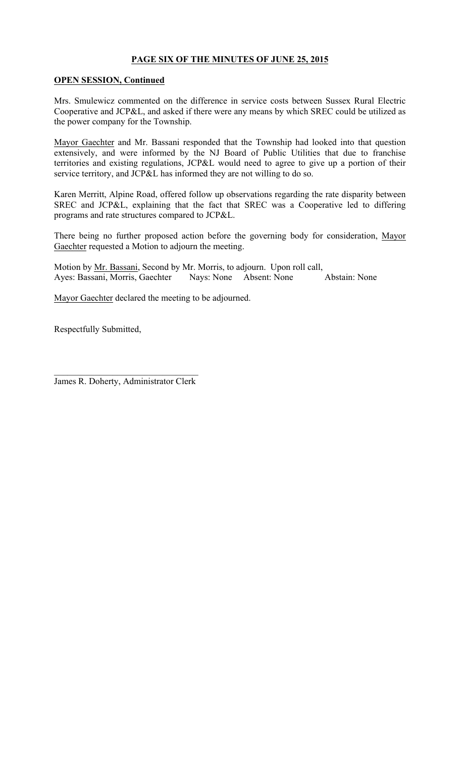**PAGE SIX OF THE MINUTES OF JUNE 25, 2015**

**OPEN SESSION, Continued**

Mrs. Smulewicz commented on the difference in service costs between Sussex Rural Electric Cooperative and JCP&L, and asked if there were any means by which SREC could be utilized as the power company for the Township.

Mayor Gaechter and Mr. Bassani responded that the Township had looked into that question extensively, and were informed by the NJ Board of Public Utilities that due to franchise territories and existing regulations, JCP&L would need to agree to give up a portion of their service territory, and JCP&L has informed they are not willing to do so.

Karen Merritt, Alpine Road, offered follow up observations regarding the rate disparity between SREC and JCP&L, explaining that the fact that SREC was a Cooperative led to differing programs and rate structures compared to JCP&L.

There being no further proposed action before the governing body for consideration, Mayor Gaechter requested a Motion to adjourn the meeting.

Motion by Mr. Bassani, Second by Mr. Morris, to adjourn. Upon roll call,
Ayes: Bassani, Morris, Gaechter Nays: None Absent: None Abstain: None

Mayor Gaechter declared the meeting to be adjourned.

Respectfully Submitted,

\_\_\_\_\_\_\_\_\_\_\_\_\_\_\_\_\_\_\_\_\_\_\_\_\_\_\_\_\_\_\_\_

James R. Doherty, Administrator Clerk